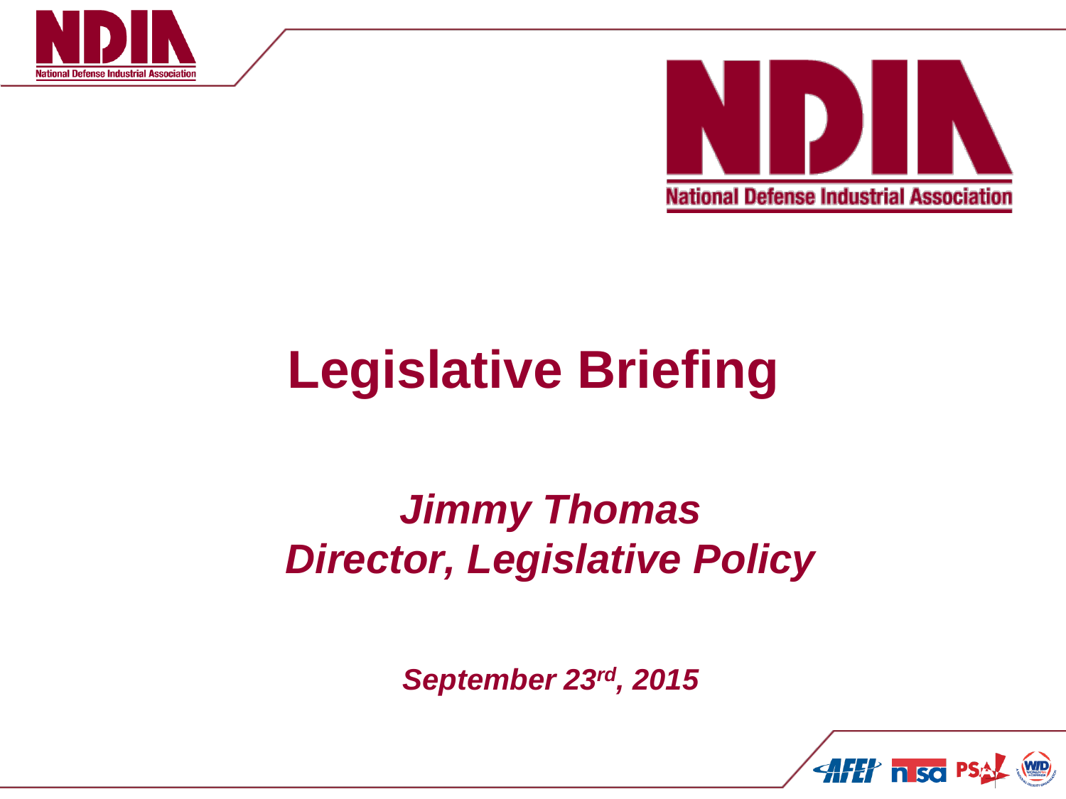# Legislative Briefing

***Jimmy Thomas***
***Director, Legislative Policy***

***September 23rd, 2015***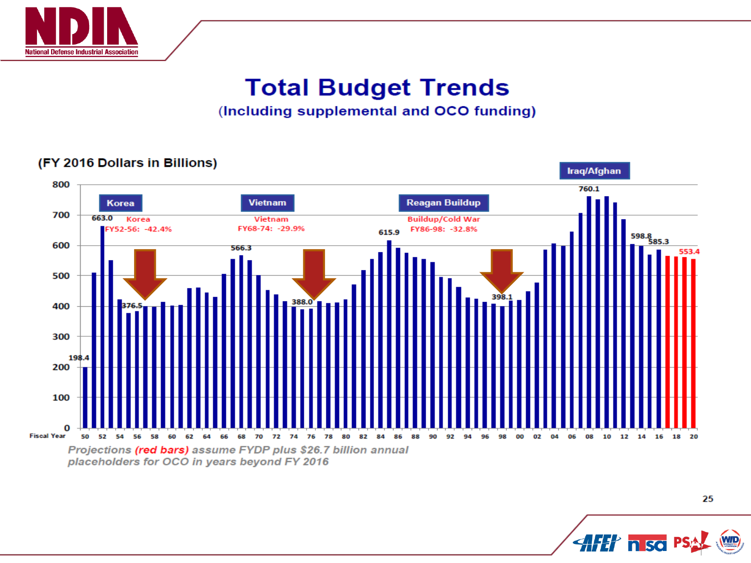# Total Budget Trends

## (Including supplemental and OCO funding)

(FY 2016 Dollars in Billions)

| Period | Peak | Trough | Change |
|---|---|---|---|
| Korea (FY52-56) | 663.0 | 376.5 | -42.4% |
| Vietnam (FY68-74) | 566.3 | 388.0 | -29.9% |
| Reagan Buildup – Buildup/Cold War (FY86-98) | 615.9 | 398.1 | -32.8% |
| Iraq/Afghan | 760.1 | | |

Other labeled values: 198.4 (FY50), 598.8, 585.3, 553.4 (FY20 projection)

*Projections (red bars) assume FYDP plus $26.7 billion annual placeholders for OCO in years beyond FY 2016*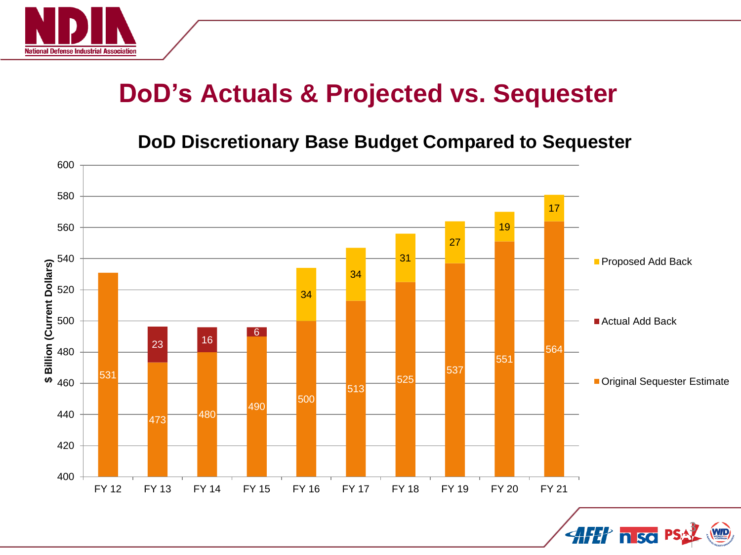# DoD's Actuals & Projected vs. Sequester

## DoD Discretionary Base Budget Compared to Sequester

$ Billion (Current Dollars)

| | FY 12 | FY 13 | FY 14 | FY 15 | FY 16 | FY 17 | FY 18 | FY 19 | FY 20 | FY 21 |
|---|---|---|---|---|---|---|---|---|---|---|
| Original Sequester Estimate | 531 | 473 | 480 | 490 | 500 | 513 | 525 | 537 | 551 | 564 |
| Actual Add Back | | 23 | 16 | 6 | | | | | | |
| Proposed Add Back | | | | | 34 | 34 | 31 | 27 | 19 | 17 |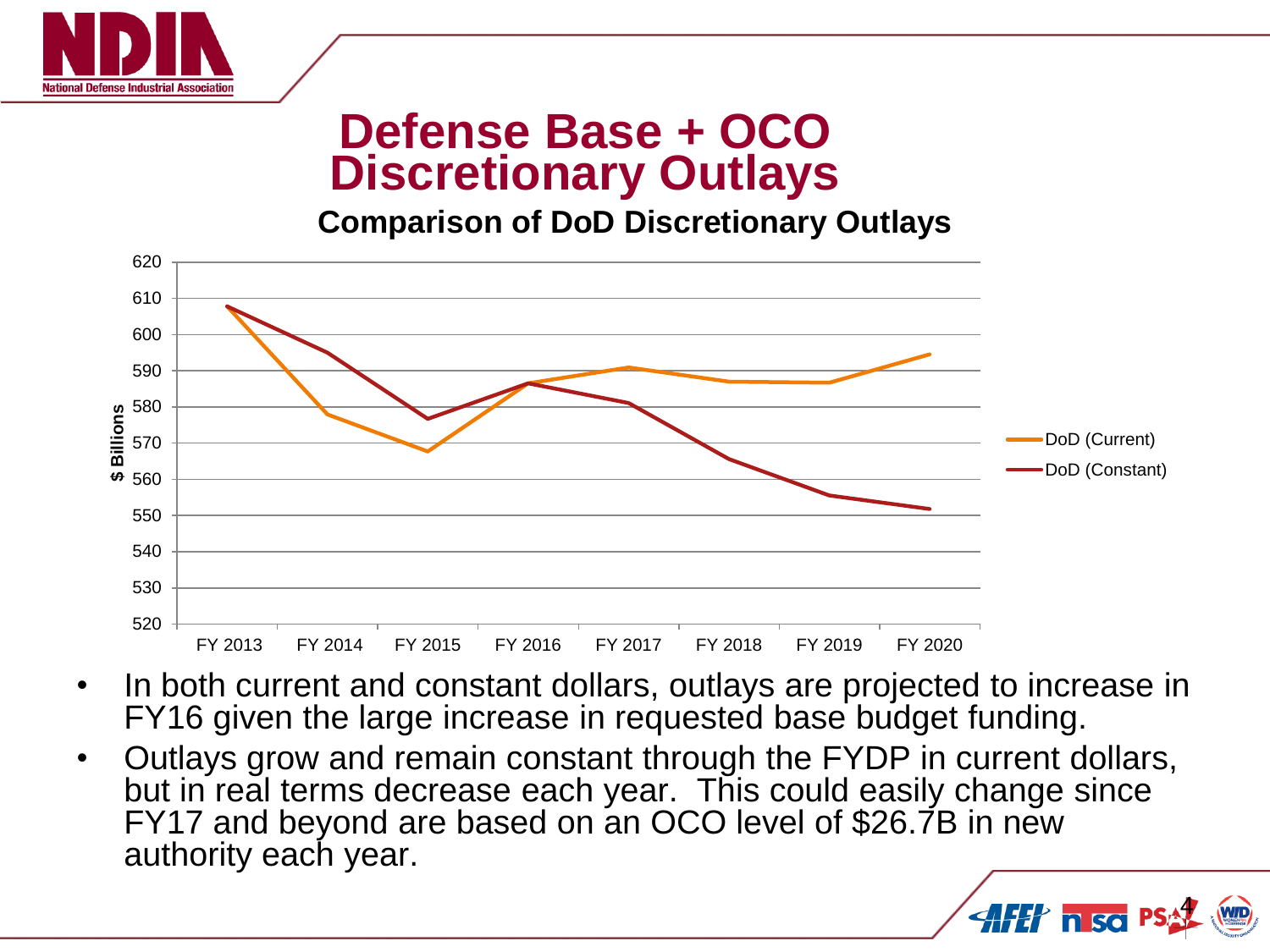# Defense Base + OCO Discretionary Outlays

**Comparison of DoD Discretionary Outlays**

- In both current and constant dollars, outlays are projected to increase in FY16 given the large increase in requested base budget funding.
- Outlays grow and remain constant through the FYDP in current dollars, but in real terms decrease each year. This could easily change since FY17 and beyond are based on an OCO level of $26.7B in new authority each year.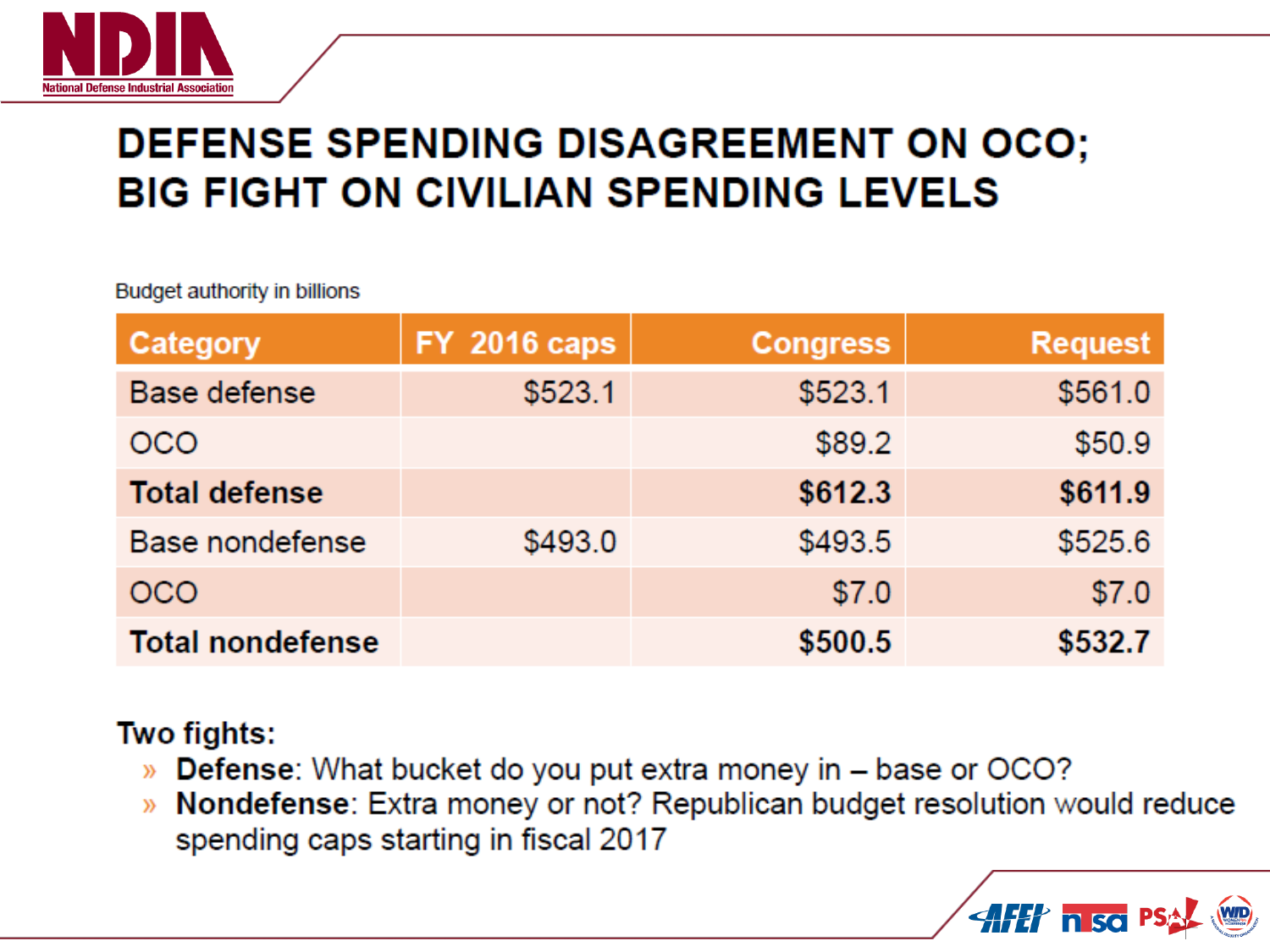# DEFENSE SPENDING DISAGREEMENT ON OCO; BIG FIGHT ON CIVILIAN SPENDING LEVELS

Budget authority in billions

| Category | FY 2016 caps | Congress | Request |
|---|---|---|---|
| Base defense | $523.1 | $523.1 | $561.0 |
| OCO | | $89.2 | $50.9 |
| **Total defense** | | **$612.3** | **$611.9** |
| Base nondefense | $493.0 | $493.5 | $525.6 |
| OCO | | $7.0 | $7.0 |
| **Total nondefense** | | **$500.5** | **$532.7** |

**Two fights:**

- **Defense**: What bucket do you put extra money in – base or OCO?
- **Nondefense**: Extra money or not? Republican budget resolution would reduce spending caps starting in fiscal 2017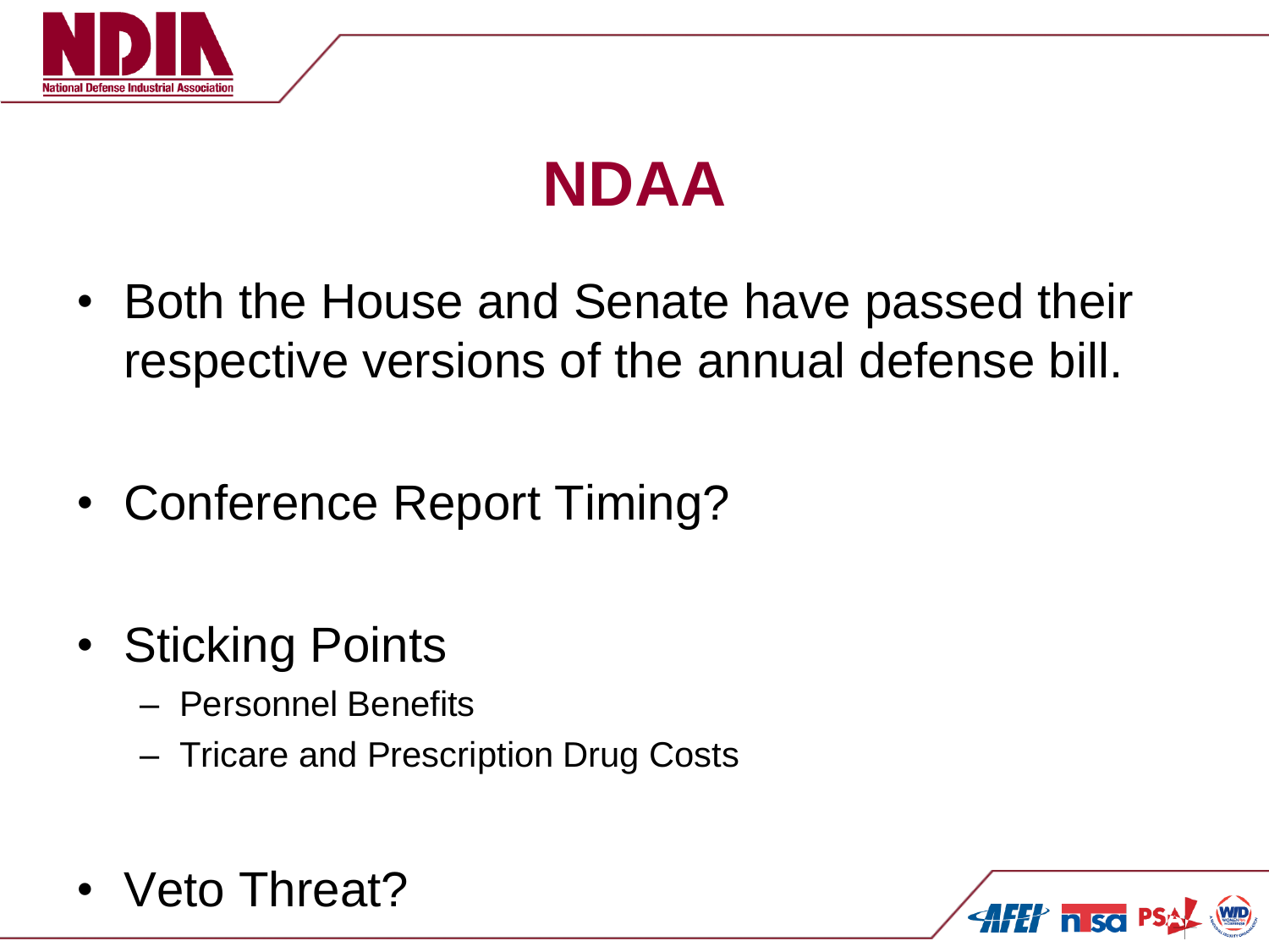# NDAA

- Both the House and Senate have passed their respective versions of the annual defense bill.
- Conference Report Timing?
- Sticking Points
  - Personnel Benefits
  - Tricare and Prescription Drug Costs
- Veto Threat?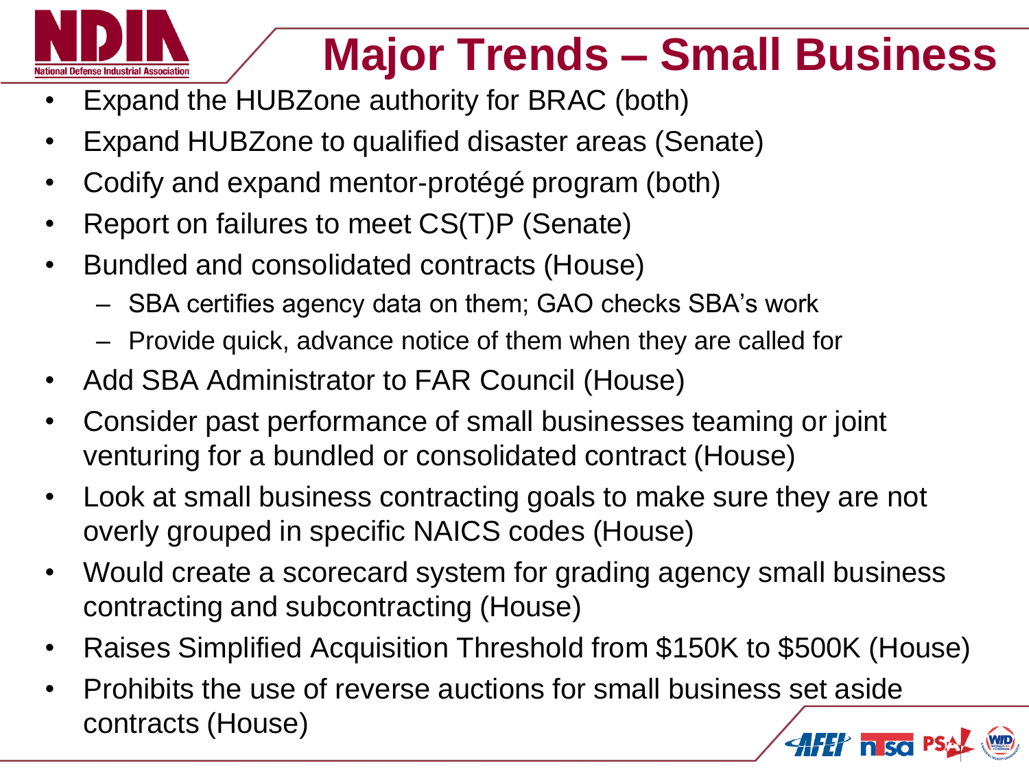# Major Trends – Small Business

- Expand the HUBZone authority for BRAC (both)
- Expand HUBZone to qualified disaster areas (Senate)
- Codify and expand mentor-protégé program (both)
- Report on failures to meet CS(T)P (Senate)
- Bundled and consolidated contracts (House)
  - SBA certifies agency data on them; GAO checks SBA's work
  - Provide quick, advance notice of them when they are called for
- Add SBA Administrator to FAR Council (House)
- Consider past performance of small businesses teaming or joint venturing for a bundled or consolidated contract (House)
- Look at small business contracting goals to make sure they are not overly grouped in specific NAICS codes (House)
- Would create a scorecard system for grading agency small business contracting and subcontracting (House)
- Raises Simplified Acquisition Threshold from $150K to $500K (House)
- Prohibits the use of reverse auctions for small business set aside contracts (House)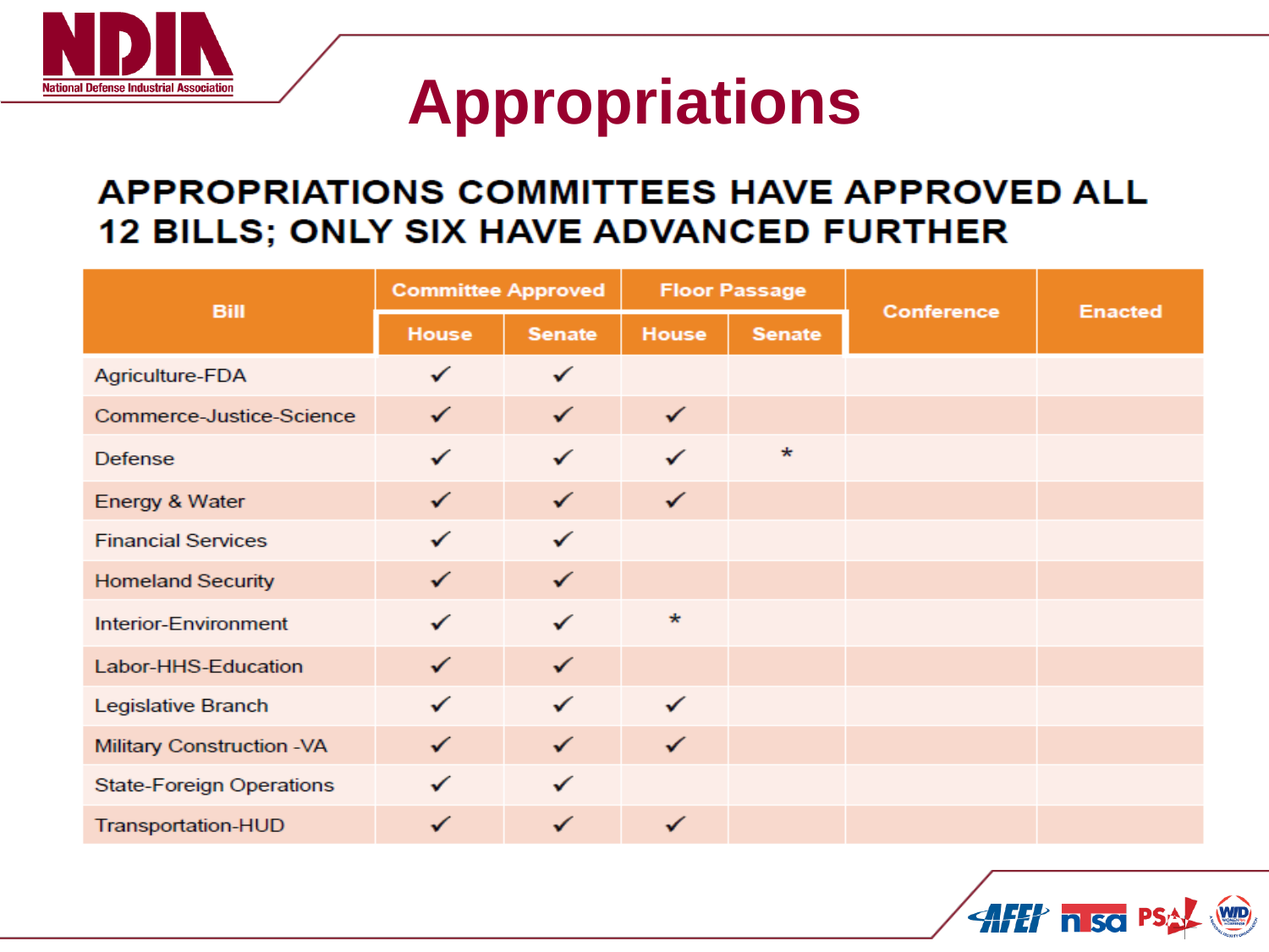# Appropriations

## APPROPRIATIONS COMMITTEES HAVE APPROVED ALL 12 BILLS; ONLY SIX HAVE ADVANCED FURTHER

| Bill | Committee Approved | | Floor Passage | | Conference | Enacted |
|---|---|---|---|---|---|---|
| | House | Senate | House | Senate | | |
| Agriculture-FDA | ✓ | ✓ | | | | |
| Commerce-Justice-Science | ✓ | ✓ | ✓ | | | |
| Defense | ✓ | ✓ | ✓ | * | | |
| Energy & Water | ✓ | ✓ | ✓ | | | |
| Financial Services | ✓ | ✓ | | | | |
| Homeland Security | ✓ | ✓ | | | | |
| Interior-Environment | ✓ | ✓ | * | | | |
| Labor-HHS-Education | ✓ | ✓ | | | | |
| Legislative Branch | ✓ | ✓ | ✓ | | | |
| Military Construction -VA | ✓ | ✓ | ✓ | | | |
| State-Foreign Operations | ✓ | ✓ | | | | |
| Transportation-HUD | ✓ | ✓ | ✓ | | | |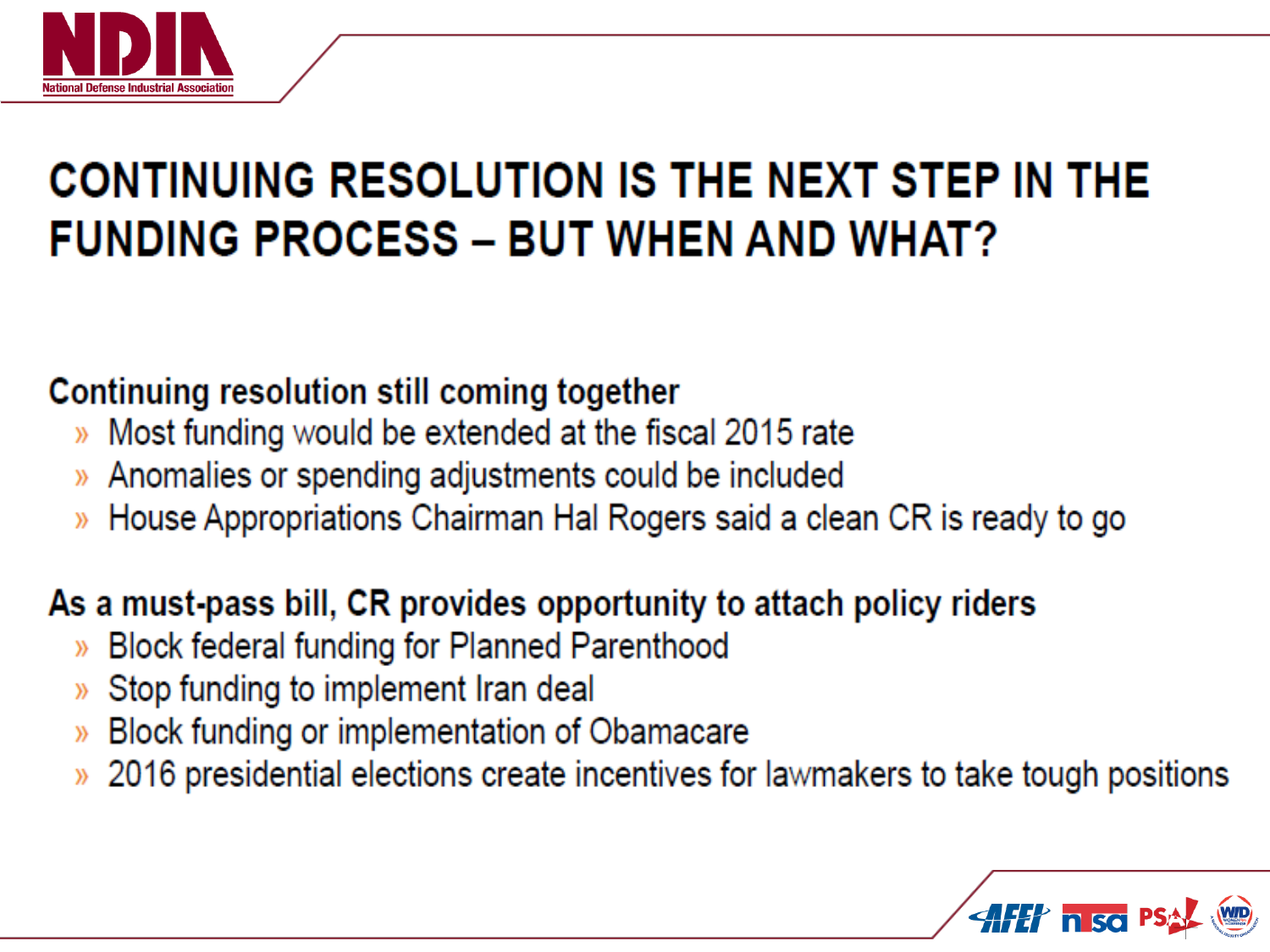# CONTINUING RESOLUTION IS THE NEXT STEP IN THE FUNDING PROCESS – BUT WHEN AND WHAT?

**Continuing resolution still coming together**

- Most funding would be extended at the fiscal 2015 rate
- Anomalies or spending adjustments could be included
- House Appropriations Chairman Hal Rogers said a clean CR is ready to go

**As a must-pass bill, CR provides opportunity to attach policy riders**

- Block federal funding for Planned Parenthood
- Stop funding to implement Iran deal
- Block funding or implementation of Obamacare
- 2016 presidential elections create incentives for lawmakers to take tough positions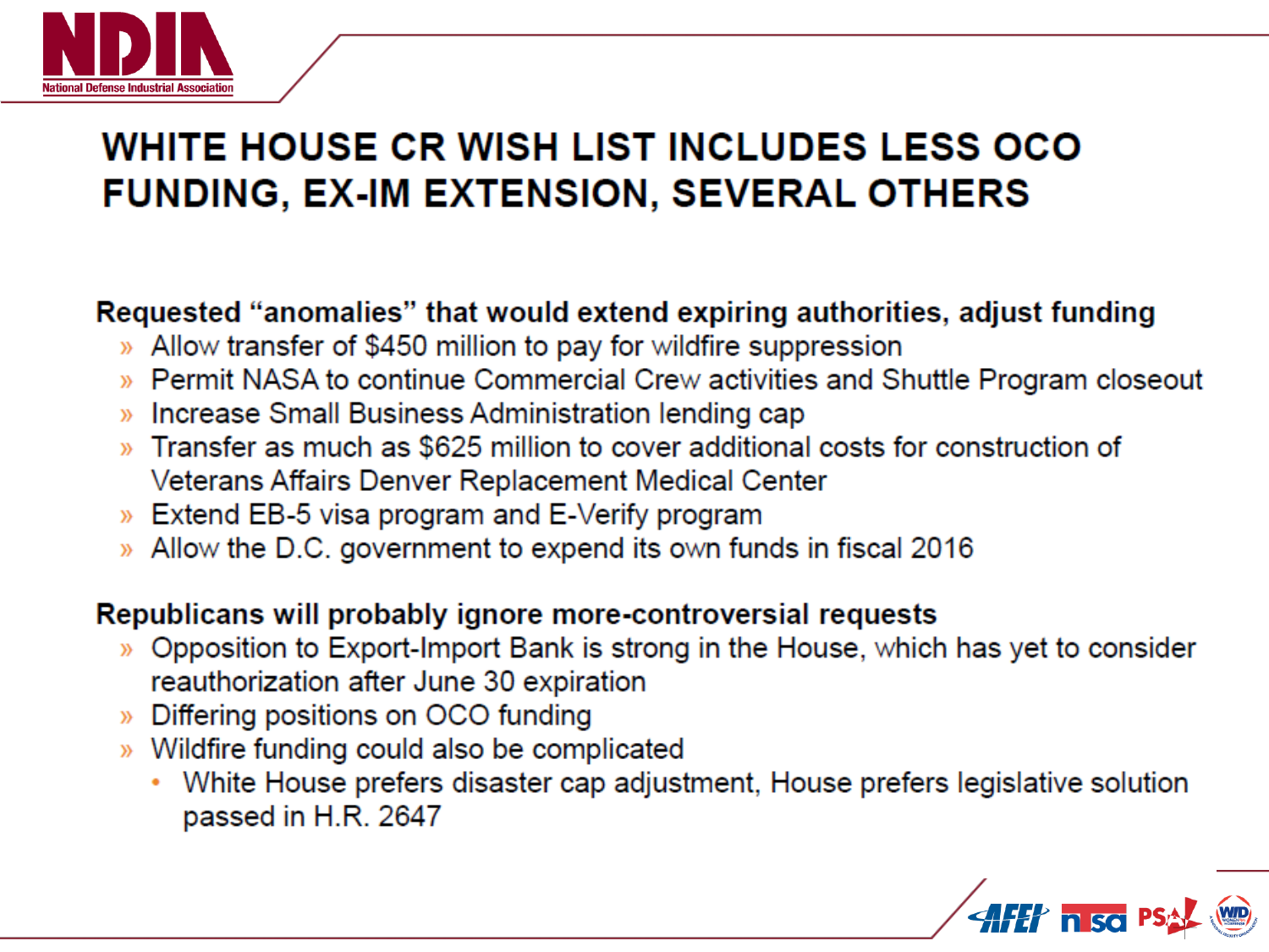# WHITE HOUSE CR WISH LIST INCLUDES LESS OCO FUNDING, EX-IM EXTENSION, SEVERAL OTHERS

**Requested "anomalies" that would extend expiring authorities, adjust funding**

- Allow transfer of $450 million to pay for wildfire suppression
- Permit NASA to continue Commercial Crew activities and Shuttle Program closeout
- Increase Small Business Administration lending cap
- Transfer as much as $625 million to cover additional costs for construction of Veterans Affairs Denver Replacement Medical Center
- Extend EB-5 visa program and E-Verify program
- Allow the D.C. government to expend its own funds in fiscal 2016

**Republicans will probably ignore more-controversial requests**

- Opposition to Export-Import Bank is strong in the House, which has yet to consider reauthorization after June 30 expiration
- Differing positions on OCO funding
- Wildfire funding could also be complicated
  - White House prefers disaster cap adjustment, House prefers legislative solution passed in H.R. 2647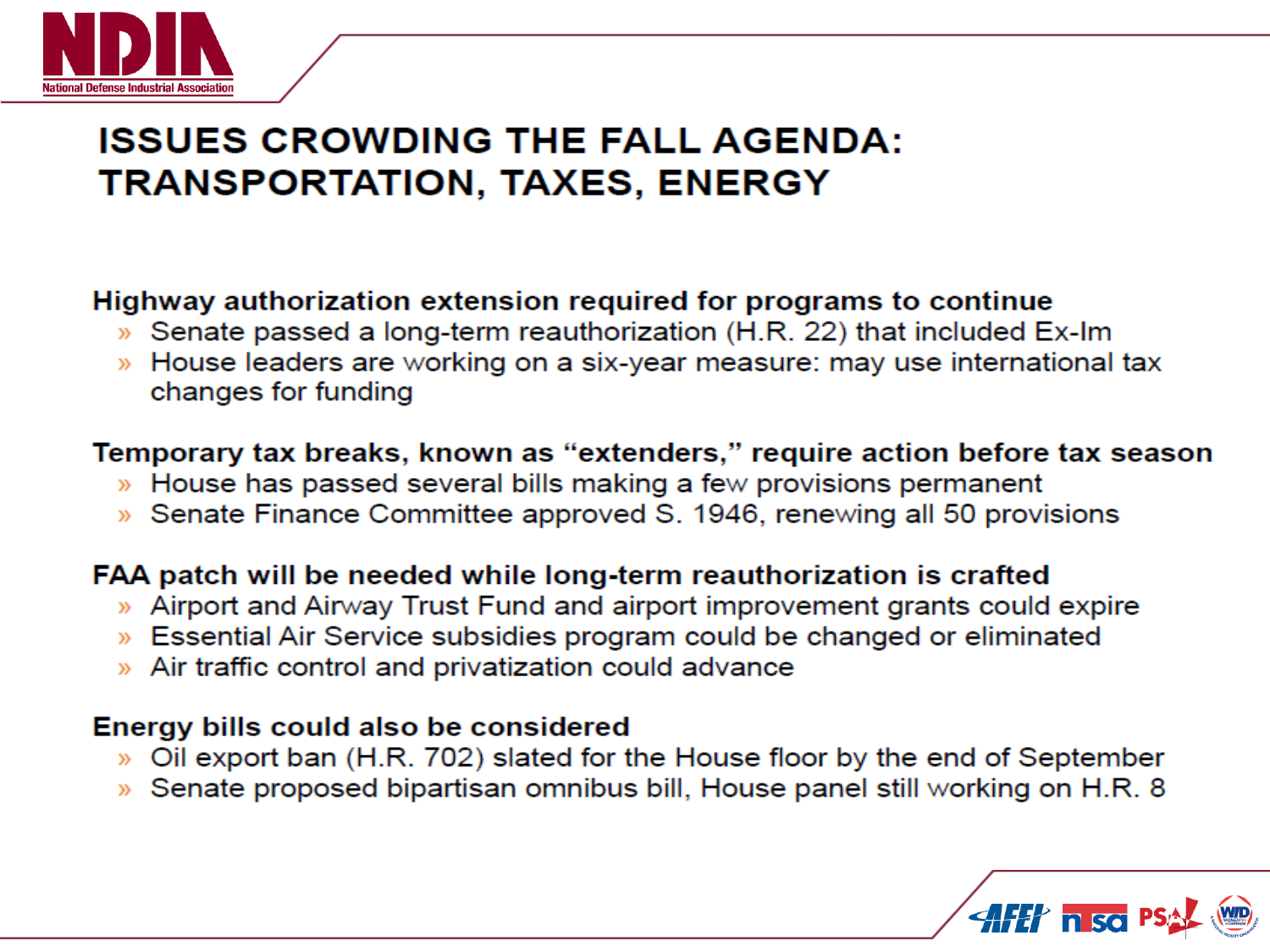# ISSUES CROWDING THE FALL AGENDA: TRANSPORTATION, TAXES, ENERGY

**Highway authorization extension required for programs to continue**

- Senate passed a long-term reauthorization (H.R. 22) that included Ex-Im
- House leaders are working on a six-year measure: may use international tax changes for funding

**Temporary tax breaks, known as "extenders," require action before tax season**

- House has passed several bills making a few provisions permanent
- Senate Finance Committee approved S. 1946, renewing all 50 provisions

**FAA patch will be needed while long-term reauthorization is crafted**

- Airport and Airway Trust Fund and airport improvement grants could expire
- Essential Air Service subsidies program could be changed or eliminated
- Air traffic control and privatization could advance

**Energy bills could also be considered**

- Oil export ban (H.R. 702) slated for the House floor by the end of September
- Senate proposed bipartisan omnibus bill, House panel still working on H.R. 8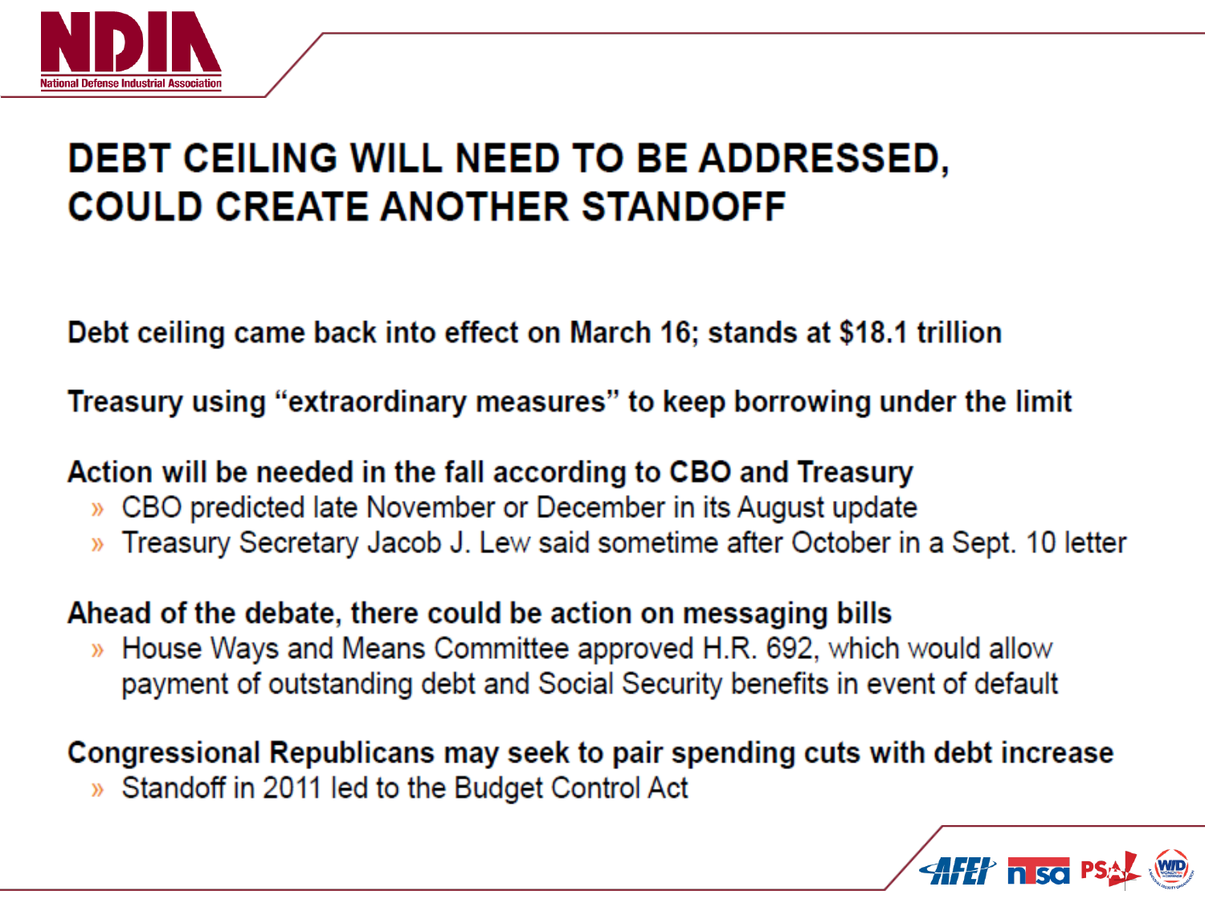# DEBT CEILING WILL NEED TO BE ADDRESSED, COULD CREATE ANOTHER STANDOFF

**Debt ceiling came back into effect on March 16; stands at $18.1 trillion**

**Treasury using "extraordinary measures" to keep borrowing under the limit**

**Action will be needed in the fall according to CBO and Treasury**

- CBO predicted late November or December in its August update
- Treasury Secretary Jacob J. Lew said sometime after October in a Sept. 10 letter

**Ahead of the debate, there could be action on messaging bills**

- House Ways and Means Committee approved H.R. 692, which would allow payment of outstanding debt and Social Security benefits in event of default

**Congressional Republicans may seek to pair spending cuts with debt increase**

- Standoff in 2011 led to the Budget Control Act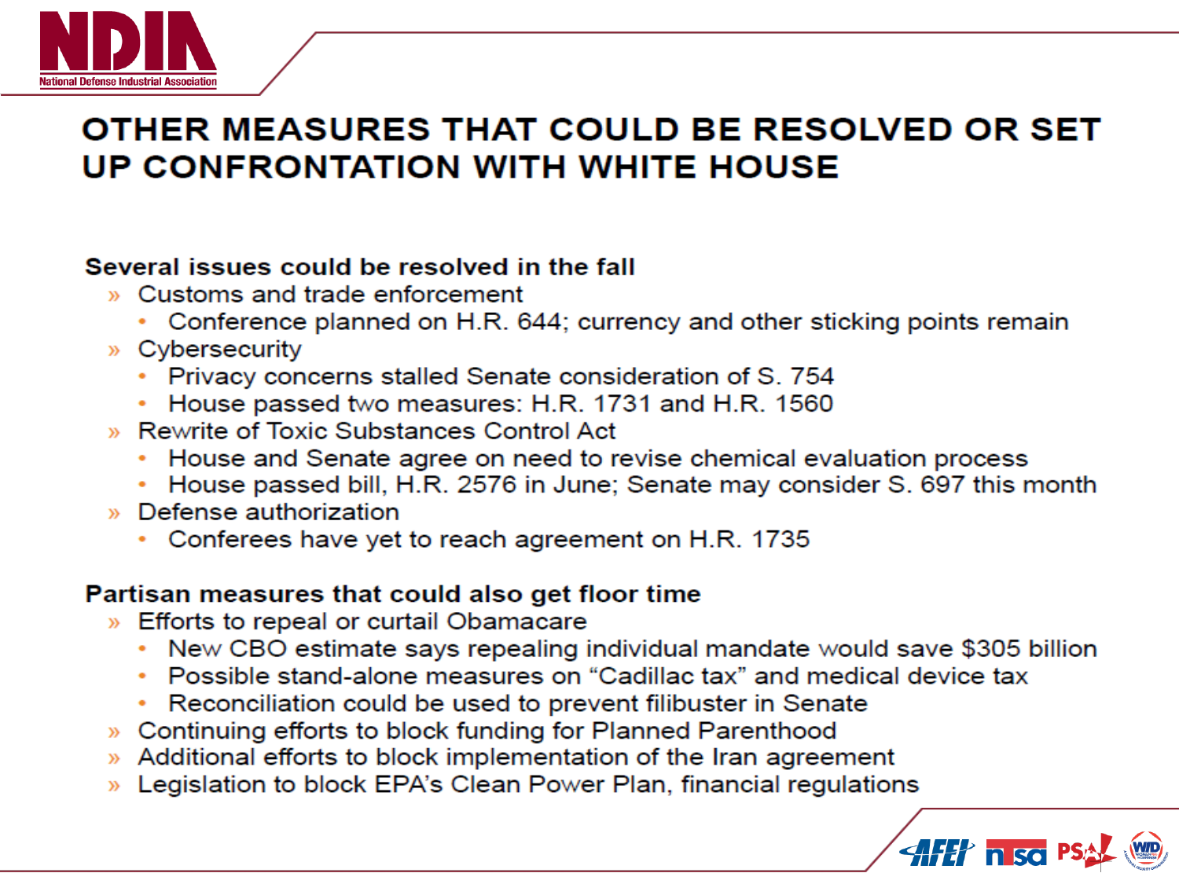# OTHER MEASURES THAT COULD BE RESOLVED OR SET UP CONFRONTATION WITH WHITE HOUSE

**Several issues could be resolved in the fall**

- Customs and trade enforcement
  - Conference planned on H.R. 644; currency and other sticking points remain
- Cybersecurity
  - Privacy concerns stalled Senate consideration of S. 754
  - House passed two measures: H.R. 1731 and H.R. 1560
- Rewrite of Toxic Substances Control Act
  - House and Senate agree on need to revise chemical evaluation process
  - House passed bill, H.R. 2576 in June; Senate may consider S. 697 this month
- Defense authorization
  - Conferees have yet to reach agreement on H.R. 1735

**Partisan measures that could also get floor time**

- Efforts to repeal or curtail Obamacare
  - New CBO estimate says repealing individual mandate would save $305 billion
  - Possible stand-alone measures on "Cadillac tax" and medical device tax
  - Reconciliation could be used to prevent filibuster in Senate
- Continuing efforts to block funding for Planned Parenthood
- Additional efforts to block implementation of the Iran agreement
- Legislation to block EPA's Clean Power Plan, financial regulations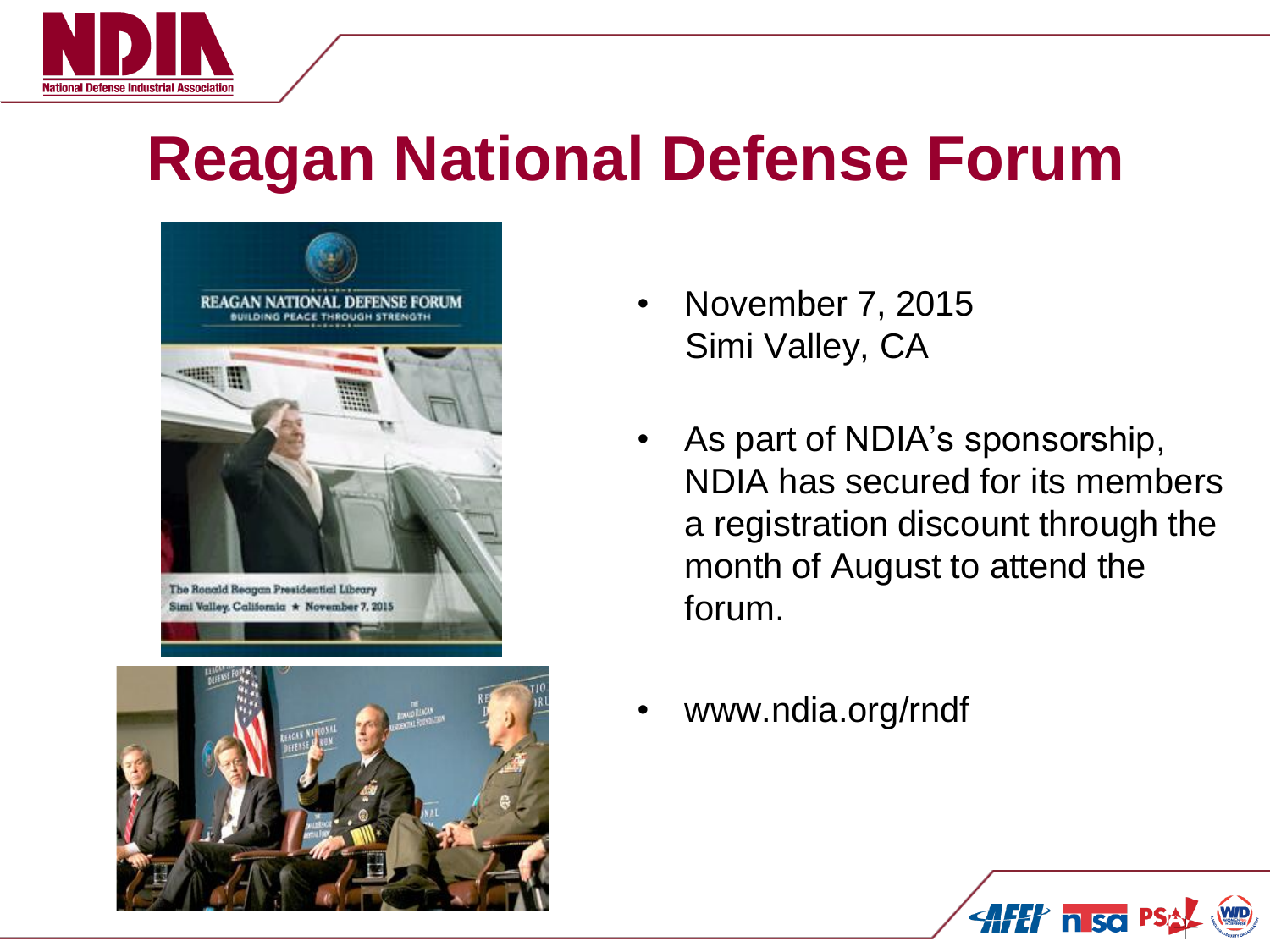# Reagan National Defense Forum

- November 7, 2015
  Simi Valley, CA
- As part of NDIA's sponsorship, NDIA has secured for its members a registration discount through the month of August to attend the forum.
- www.ndia.org/rndf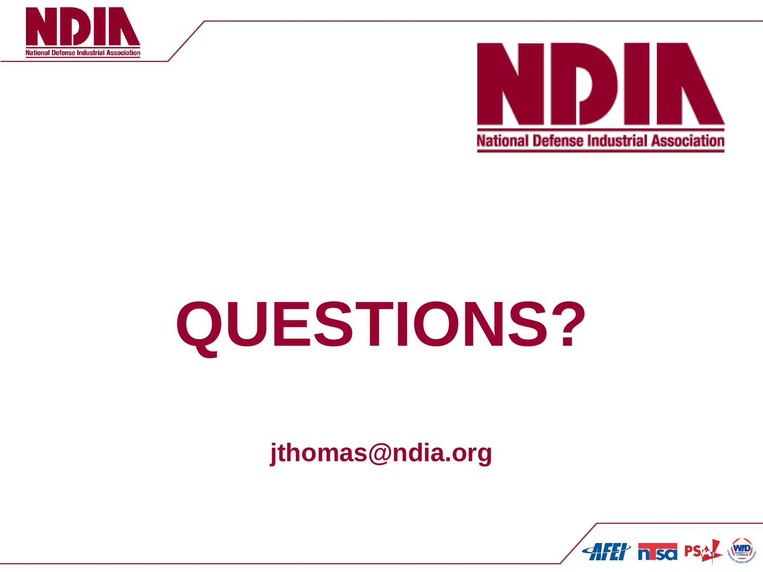# QUESTIONS?

**jthomas@ndia.org**